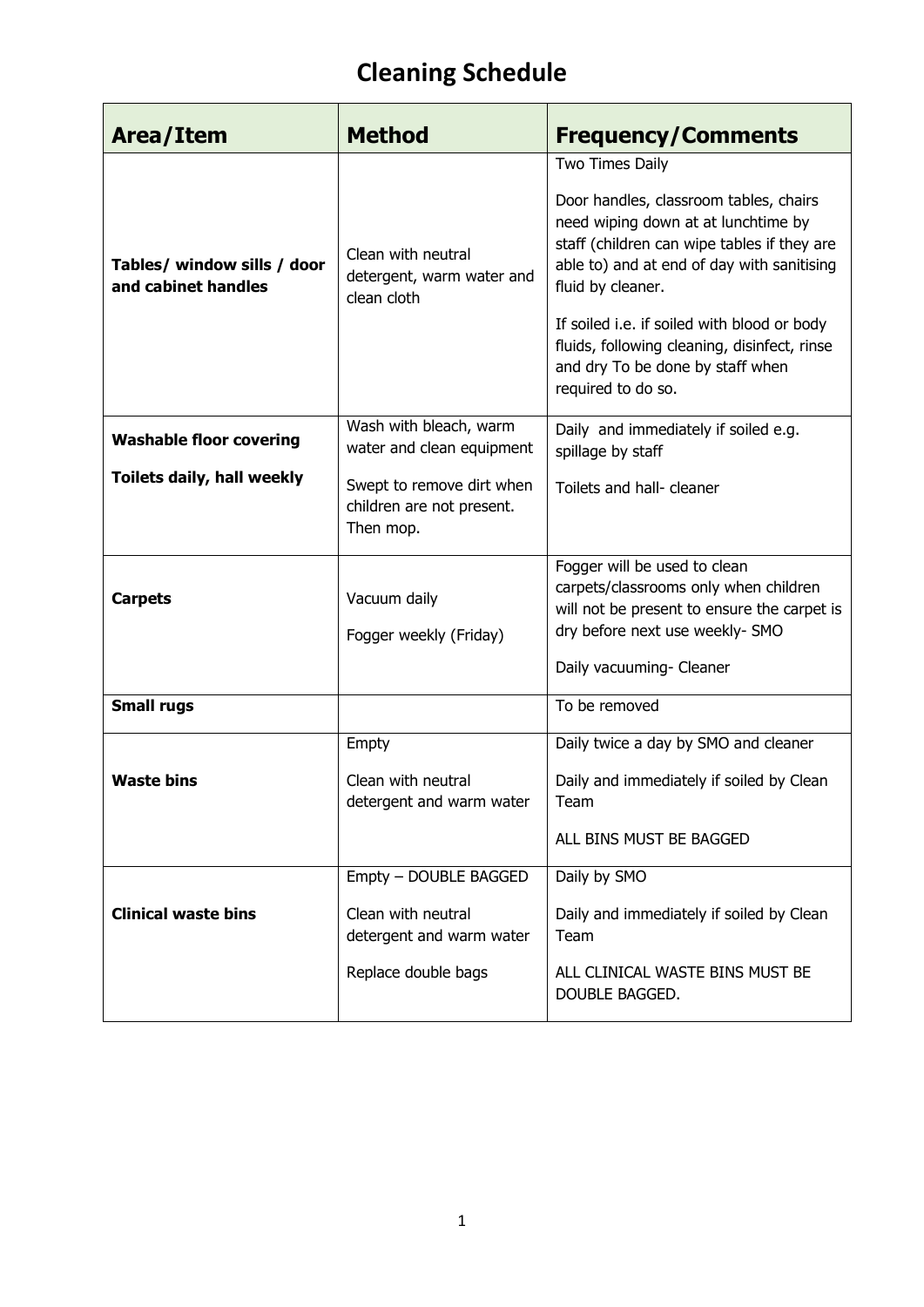# Cleaning Schedule

| Area/Item | Method | Frequency/Comments |
|---|---|---|
| **Tables/ window sills / door and cabinet handles** | Clean with neutral detergent, warm water and clean cloth | Two Times Daily<br><br>Door handles, classroom tables, chairs need wiping down at at lunchtime by staff (children can wipe tables if they are able to) and at end of day with sanitising fluid by cleaner.<br><br>If soiled i.e. if soiled with blood or body fluids, following cleaning, disinfect, rinse and dry To be done by staff when required to do so. |
| **Washable floor covering**<br><br>**Toilets daily, hall weekly** | Wash with bleach, warm water and clean equipment<br><br>Swept to remove dirt when children are not present. Then mop. | Daily and immediately if soiled e.g. spillage by staff<br><br>Toilets and hall- cleaner |
| **Carpets** | Vacuum daily<br><br>Fogger weekly (Friday) | Fogger will be used to clean carpets/classrooms only when children will not be present to ensure the carpet is dry before next use weekly- SMO<br><br>Daily vacuuming- Cleaner |
| **Small rugs** | | To be removed |
| **Waste bins** | Empty<br><br>Clean with neutral detergent and warm water | Daily twice a day by SMO and cleaner<br><br>Daily and immediately if soiled by Clean Team<br><br>ALL BINS MUST BE BAGGED |
| **Clinical waste bins** | Empty – DOUBLE BAGGED<br><br>Clean with neutral detergent and warm water<br><br>Replace double bags | Daily by SMO<br><br>Daily and immediately if soiled by Clean Team<br><br>ALL CLINICAL WASTE BINS MUST BE DOUBLE BAGGED. |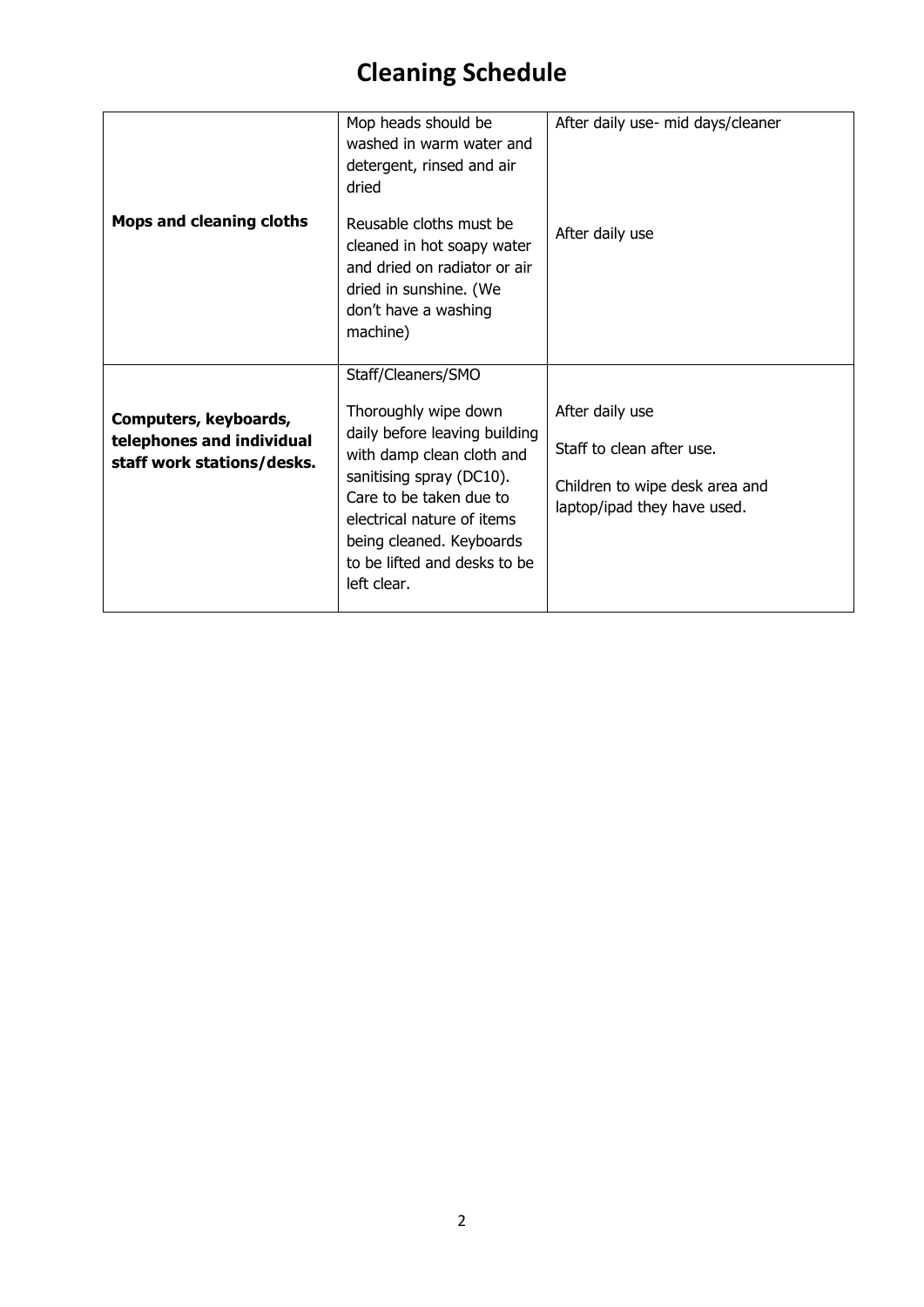# Cleaning Schedule

| | | |
|---|---|---|
| **Mops and cleaning cloths** | Mop heads should be washed in warm water and detergent, rinsed and air dried<br><br>Reusable cloths must be cleaned in hot soapy water and dried on radiator or air dried in sunshine. (We don't have a washing machine) | After daily use- mid days/cleaner<br><br>After daily use |
| **Computers, keyboards, telephones and individual staff work stations/desks.** | Staff/Cleaners/SMO<br><br>Thoroughly wipe down daily before leaving building with damp clean cloth and sanitising spray (DC10). Care to be taken due to electrical nature of items being cleaned. Keyboards to be lifted and desks to be left clear. | After daily use<br><br>Staff to clean after use.<br><br>Children to wipe desk area and laptop/ipad they have used. |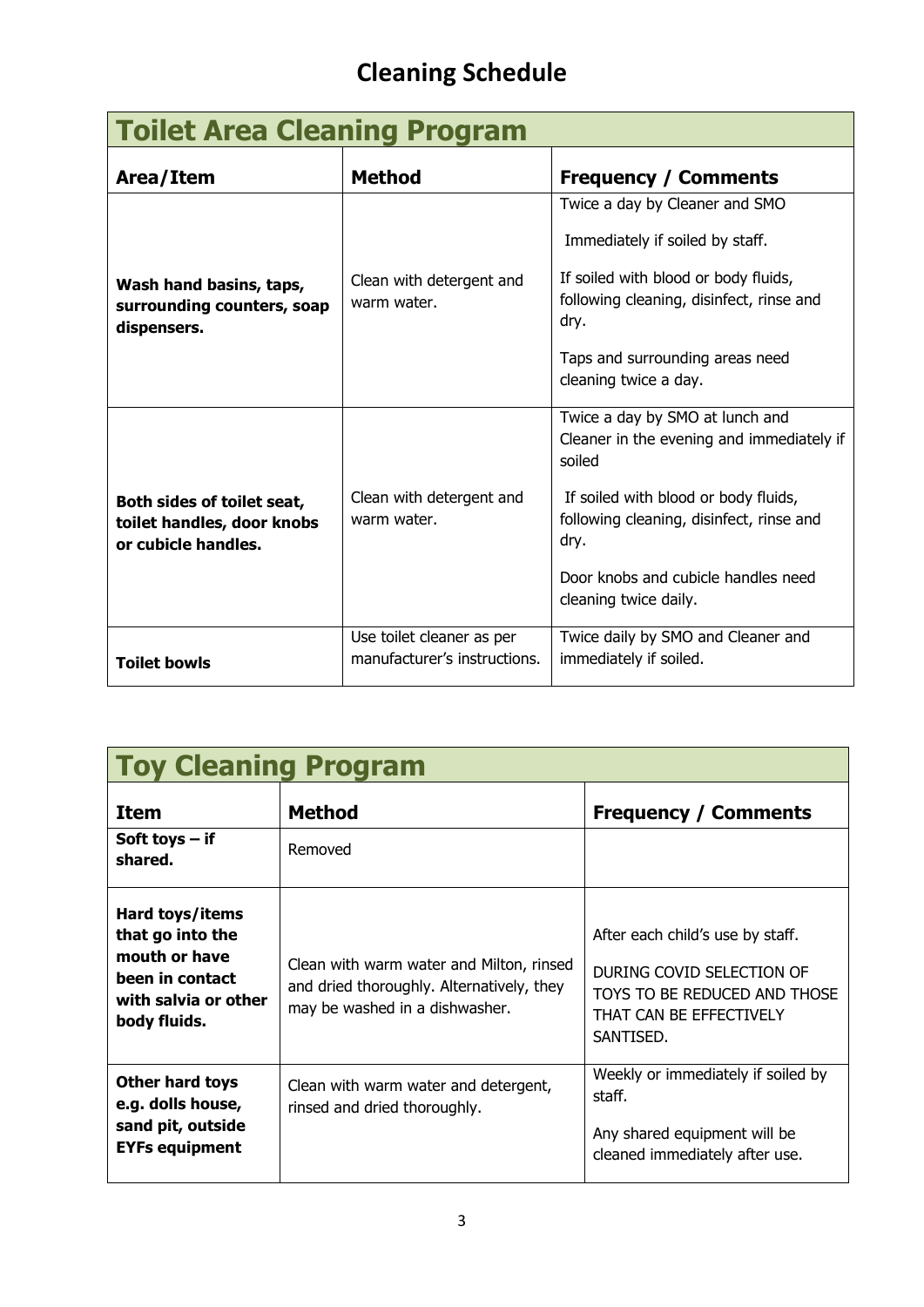# Cleaning Schedule

## Toilet Area Cleaning Program

| Area/Item | Method | Frequency / Comments |
|---|---|---|
| **Wash hand basins, taps, surrounding counters, soap dispensers.** | Clean with detergent and warm water. | Twice a day by Cleaner and SMO<br><br>Immediately if soiled by staff.<br><br>If soiled with blood or body fluids, following cleaning, disinfect, rinse and dry.<br><br>Taps and surrounding areas need cleaning twice a day. |
| **Both sides of toilet seat, toilet handles, door knobs or cubicle handles.** | Clean with detergent and warm water. | Twice a day by SMO at lunch and Cleaner in the evening and immediately if soiled<br><br>If soiled with blood or body fluids, following cleaning, disinfect, rinse and dry.<br><br>Door knobs and cubicle handles need cleaning twice daily. |
| **Toilet bowls** | Use toilet cleaner as per manufacturer's instructions. | Twice daily by SMO and Cleaner and immediately if soiled. |

## Toy Cleaning Program

| Item | Method | Frequency / Comments |
|---|---|---|
| **Soft toys – if shared.** | Removed | |
| **Hard toys/items that go into the mouth or have been in contact with salvia or other body fluids.** | Clean with warm water and Milton, rinsed and dried thoroughly. Alternatively, they may be washed in a dishwasher. | After each child's use by staff.<br><br>DURING COVID SELECTION OF TOYS TO BE REDUCED AND THOSE THAT CAN BE EFFECTIVELY SANTISED. |
| **Other hard toys e.g. dolls house, sand pit, outside EYFs equipment** | Clean with warm water and detergent, rinsed and dried thoroughly. | Weekly or immediately if soiled by staff.<br><br>Any shared equipment will be cleaned immediately after use. |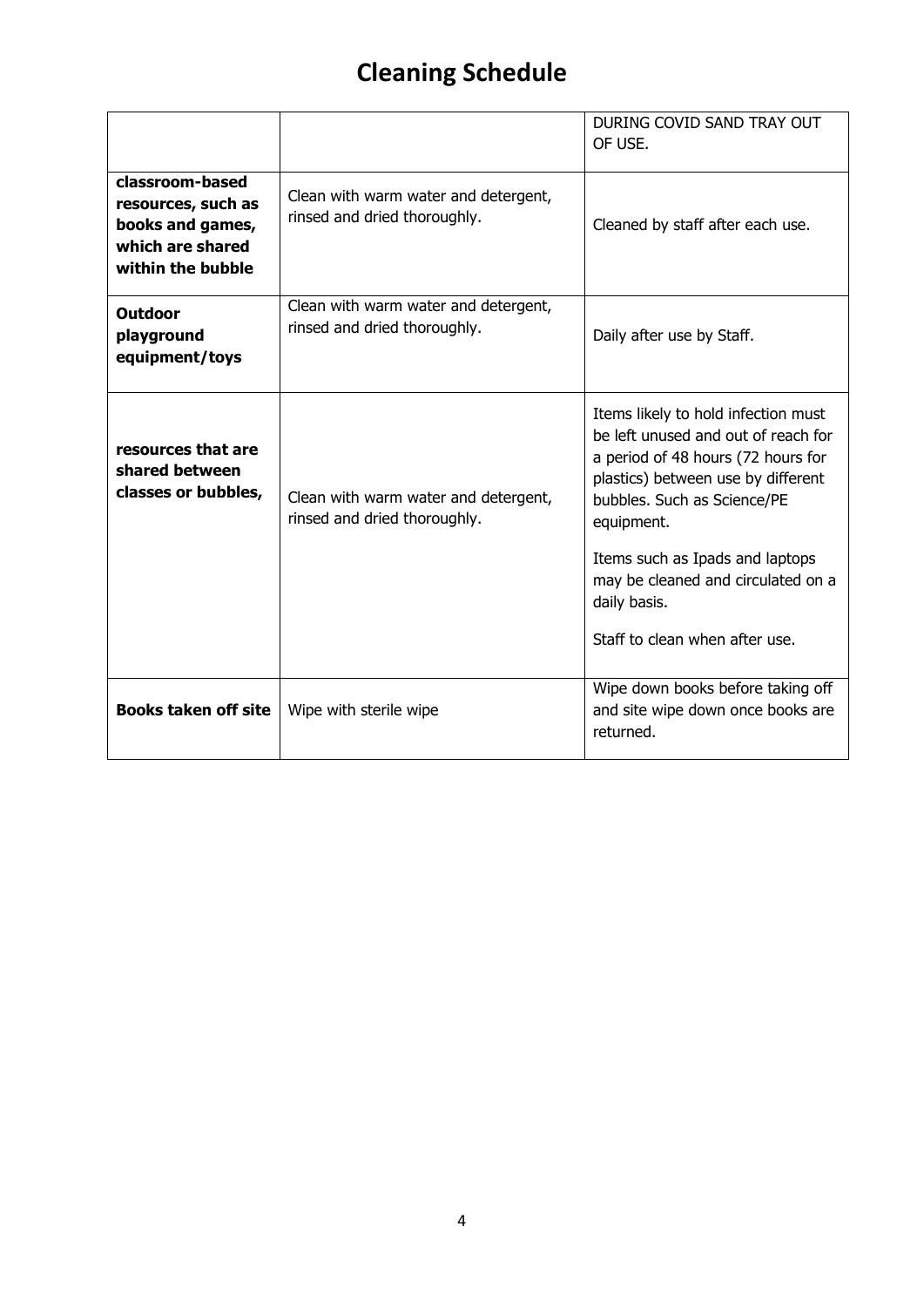# Cleaning Schedule

| | | |
|---|---|---|
| | | DURING COVID SAND TRAY OUT OF USE. |
| **classroom-based resources, such as books and games, which are shared within the bubble** | Clean with warm water and detergent, rinsed and dried thoroughly. | Cleaned by staff after each use. |
| **Outdoor playground equipment/toys** | Clean with warm water and detergent, rinsed and dried thoroughly. | Daily after use by Staff. |
| **resources that are shared between classes or bubbles,** | Clean with warm water and detergent, rinsed and dried thoroughly. | Items likely to hold infection must be left unused and out of reach for a period of 48 hours (72 hours for plastics) between use by different bubbles. Such as Science/PE equipment.<br><br>Items such as Ipads and laptops may be cleaned and circulated on a daily basis.<br><br>Staff to clean when after use. |
| **Books taken off site** | Wipe with sterile wipe | Wipe down books before taking off and site wipe down once books are returned. |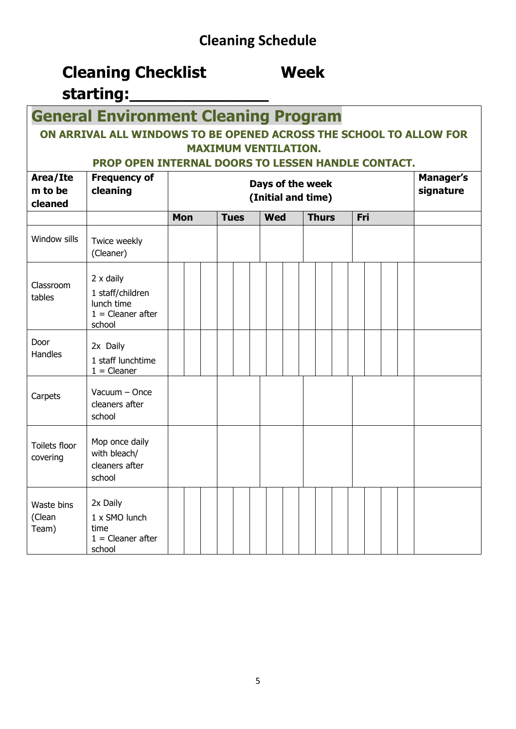## Cleaning Schedule

# Cleaning Checklist Week starting:_______________

## General Environment Cleaning Program

**ON ARRIVAL ALL WINDOWS TO BE OPENED ACROSS THE SCHOOL TO ALLOW FOR MAXIMUM VENTILATION.**

**PROP OPEN INTERNAL DOORS TO LESSEN HANDLE CONTACT.**

| Area/Item to be cleaned | Frequency of cleaning | Days of the week (Initial and time) | | | | | Manager's signature |
|---|---|---|---|---|---|---|---|
| | | **Mon** | **Tues** | **Wed** | **Thurs** | **Fri** | |
| Window sills | Twice weekly (Cleaner) | | | | | | |
| Classroom tables | 2 x daily<br>1 staff/children lunch time<br>1 = Cleaner after school | | | | | | |
| Door Handles | 2x Daily<br>1 staff lunchtime<br>1 = Cleaner | | | | | | |
| Carpets | Vacuum – Once cleaners after school | | | | | | |
| Toilets floor covering | Mop once daily with bleach/ cleaners after school | | | | | | |
| Waste bins (Clean Team) | 2x Daily<br>1 x SMO lunch time<br>1 = Cleaner after school | | | | | | |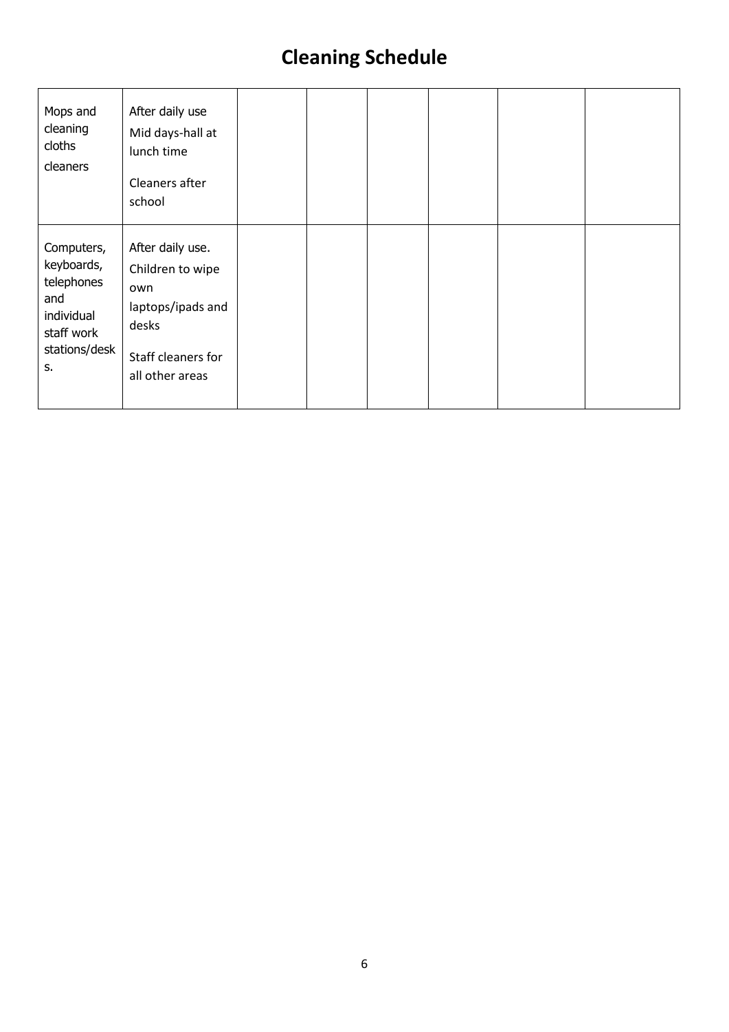# Cleaning Schedule

| | | | | | | | |
|---|---|---|---|---|---|---|---|
| Mops and cleaning cloths cleaners | After daily use Mid days-hall at lunch time<br><br>Cleaners after school | | | | | | |
| Computers, keyboards, telephones and individual staff work stations/desks. | After daily use. Children to wipe own laptops/ipads and desks<br><br>Staff cleaners for all other areas | | | | | | |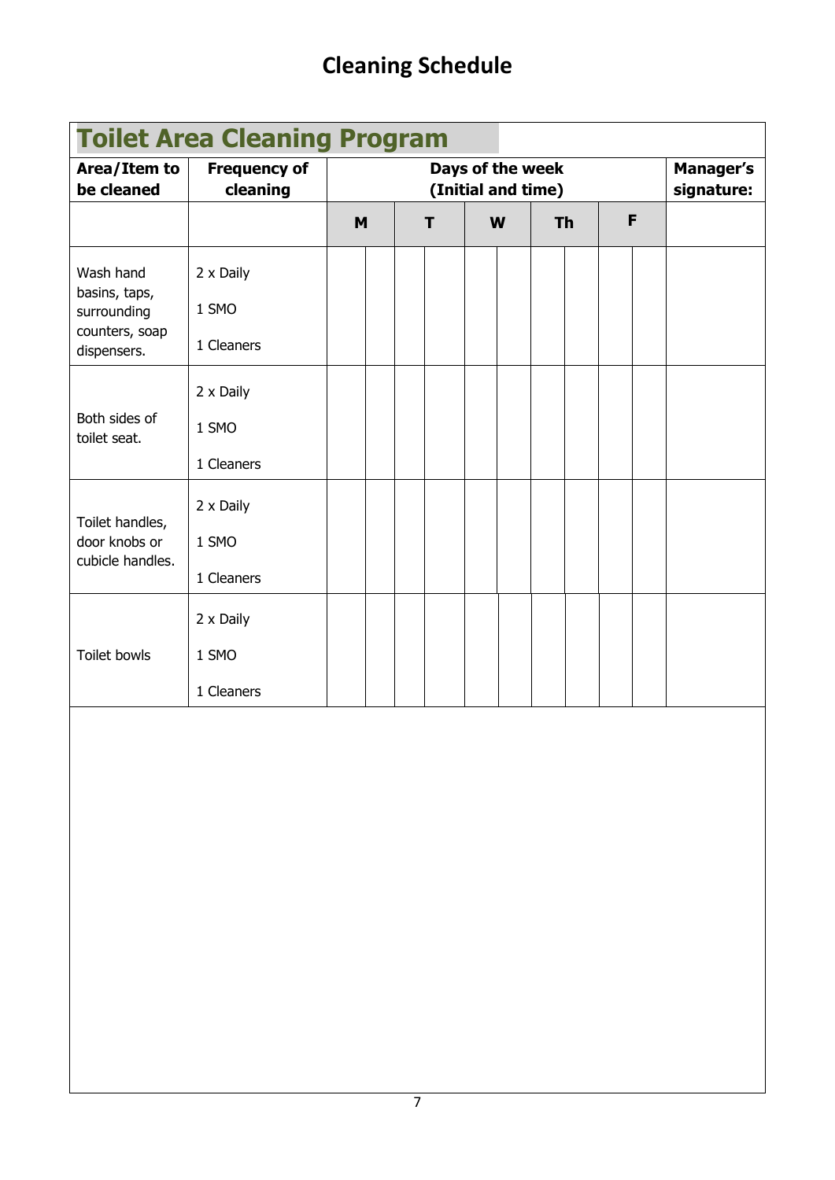# Cleaning Schedule

## Toilet Area Cleaning Program

| Area/Item to be cleaned | Frequency of cleaning | Days of the week (Initial and time) | | | | | | | | | | Manager's signature: |
|---|---|---|---|---|---|---|---|---|---|---|---|---|
| | | M | | T | | W | | Th | | F | | |
| Wash hand basins, taps, surrounding counters, soap dispensers. | 2 x Daily<br>1 SMO<br>1 Cleaners | | | | | | | | | | | |
| Both sides of toilet seat. | 2 x Daily<br>1 SMO<br>1 Cleaners | | | | | | | | | | | |
| Toilet handles, door knobs or cubicle handles. | 2 x Daily<br>1 SMO<br>1 Cleaners | | | | | | | | | | | |
| Toilet bowls | 2 x Daily<br>1 SMO<br>1 Cleaners | | | | | | | | | | | |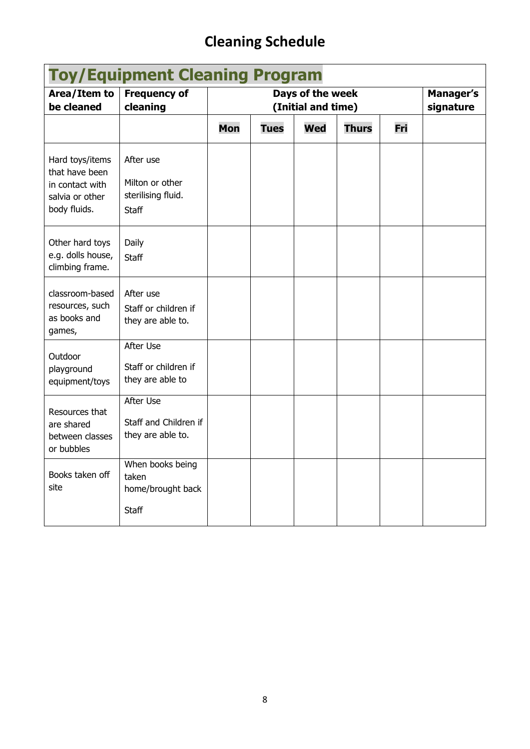# Cleaning Schedule

| Toy/Equipment Cleaning Program | | | | | | | |
|---|---|---|---|---|---|---|---|
| **Area/Item to be cleaned** | **Frequency of cleaning** | **Days of the week (Initial and time)** | | | | | **Manager's signature** |
| | | **Mon** | **Tues** | **Wed** | **Thurs** | **Fri** | |
| Hard toys/items that have been in contact with salvia or other body fluids. | After use<br><br>Milton or other sterilising fluid.<br>Staff | | | | | | |
| Other hard toys e.g. dolls house, climbing frame. | Daily<br>Staff | | | | | | |
| classroom-based resources, such as books and games, | After use<br>Staff or children if they are able to. | | | | | | |
| Outdoor playground equipment/toys | After Use<br><br>Staff or children if they are able to | | | | | | |
| Resources that are shared between classes or bubbles | After Use<br><br>Staff and Children if they are able to. | | | | | | |
| Books taken off site | When books being taken home/brought back<br><br>Staff | | | | | | |